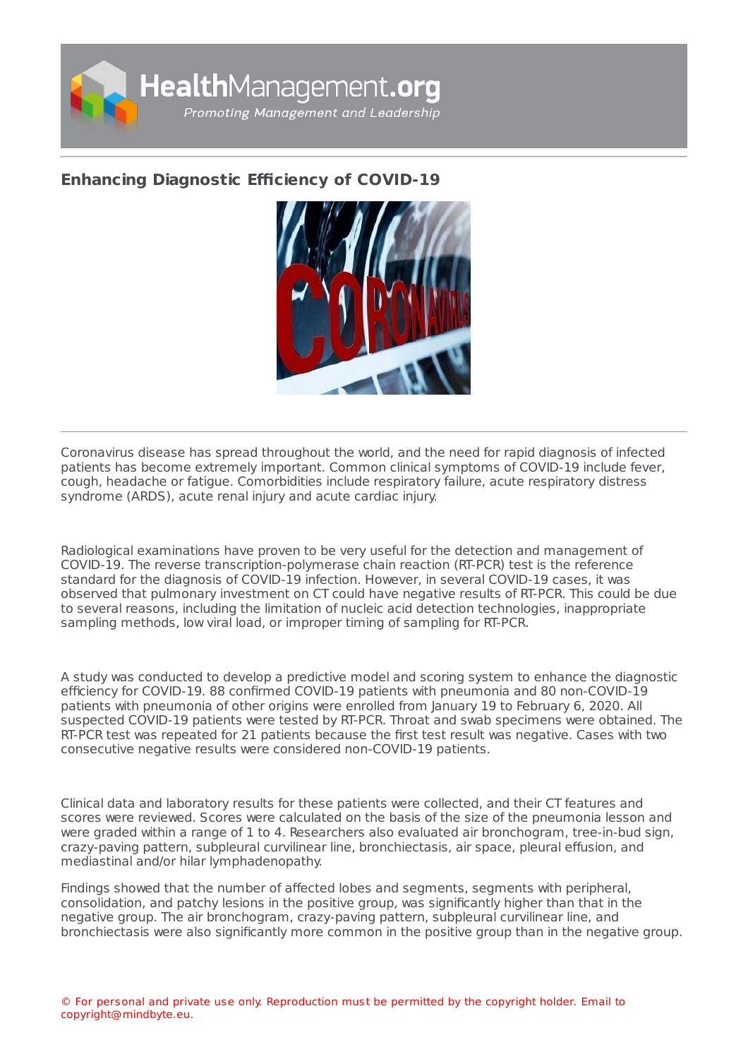# Enhancing Diagnostic Efficiency of COVID-19

Coronavirus disease has spread throughout the world, and the need for rapid diagnosis of infected patients has become extremely important. Common clinical symptoms of COVID-19 include fever, cough, headache or fatigue. Comorbidities include respiratory failure, acute respiratory distress syndrome (ARDS), acute renal injury and acute cardiac injury.

Radiological examinations have proven to be very useful for the detection and management of COVID-19. The reverse transcription-polymerase chain reaction (RT-PCR) test is the reference standard for the diagnosis of COVID-19 infection. However, in several COVID-19 cases, it was observed that pulmonary investment on CT could have negative results of RT-PCR. This could be due to several reasons, including the limitation of nucleic acid detection technologies, inappropriate sampling methods, low viral load, or improper timing of sampling for RT-PCR.

A study was conducted to develop a predictive model and scoring system to enhance the diagnostic efficiency for COVID-19. 88 confirmed COVID-19 patients with pneumonia and 80 non-COVID-19 patients with pneumonia of other origins were enrolled from January 19 to February 6, 2020. All suspected COVID-19 patients were tested by RT-PCR. Throat and swab specimens were obtained. The RT-PCR test was repeated for 21 patients because the first test result was negative. Cases with two consecutive negative results were considered non-COVID-19 patients.

Clinical data and laboratory results for these patients were collected, and their CT features and scores were reviewed. Scores were calculated on the basis of the size of the pneumonia lesson and were graded within a range of 1 to 4. Researchers also evaluated air bronchogram, tree-in-bud sign, crazy-paving pattern, subpleural curvilinear line, bronchiectasis, air space, pleural effusion, and mediastinal and/or hilar lymphadenopathy.

Findings showed that the number of affected lobes and segments, segments with peripheral, consolidation, and patchy lesions in the positive group, was significantly higher than that in the negative group. The air bronchogram, crazy-paving pattern, subpleural curvilinear line, and bronchiectasis were also significantly more common in the positive group than in the negative group.

© For personal and private use only. Reproduction must be permitted by the copyright holder. Email to copyright@mindbyte.eu.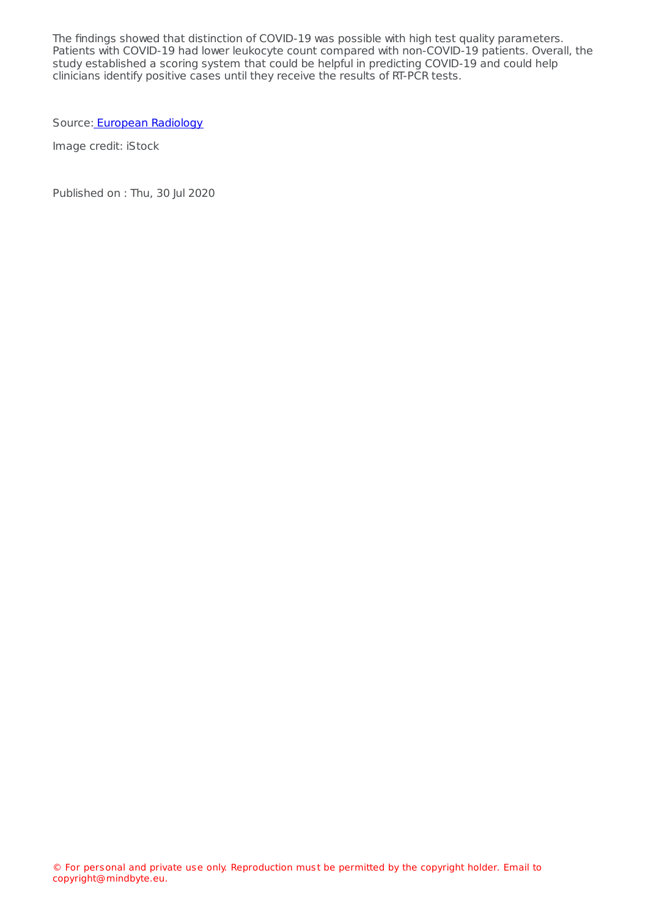The findings showed that distinction of COVID-19 was possible with high test quality parameters. Patients with COVID-19 had lower leukocyte count compared with non-COVID-19 patients. Overall, the study established a scoring system that could be helpful in predicting COVID-19 and could help clinicians identify positive cases until they receive the results of RT-PCR tests.

Source: European Radiology

Image credit: iStock

Published on : Thu, 30 Jul 2020

© For personal and private use only. Reproduction must be permitted by the copyright holder. Email to copyright@mindbyte.eu.